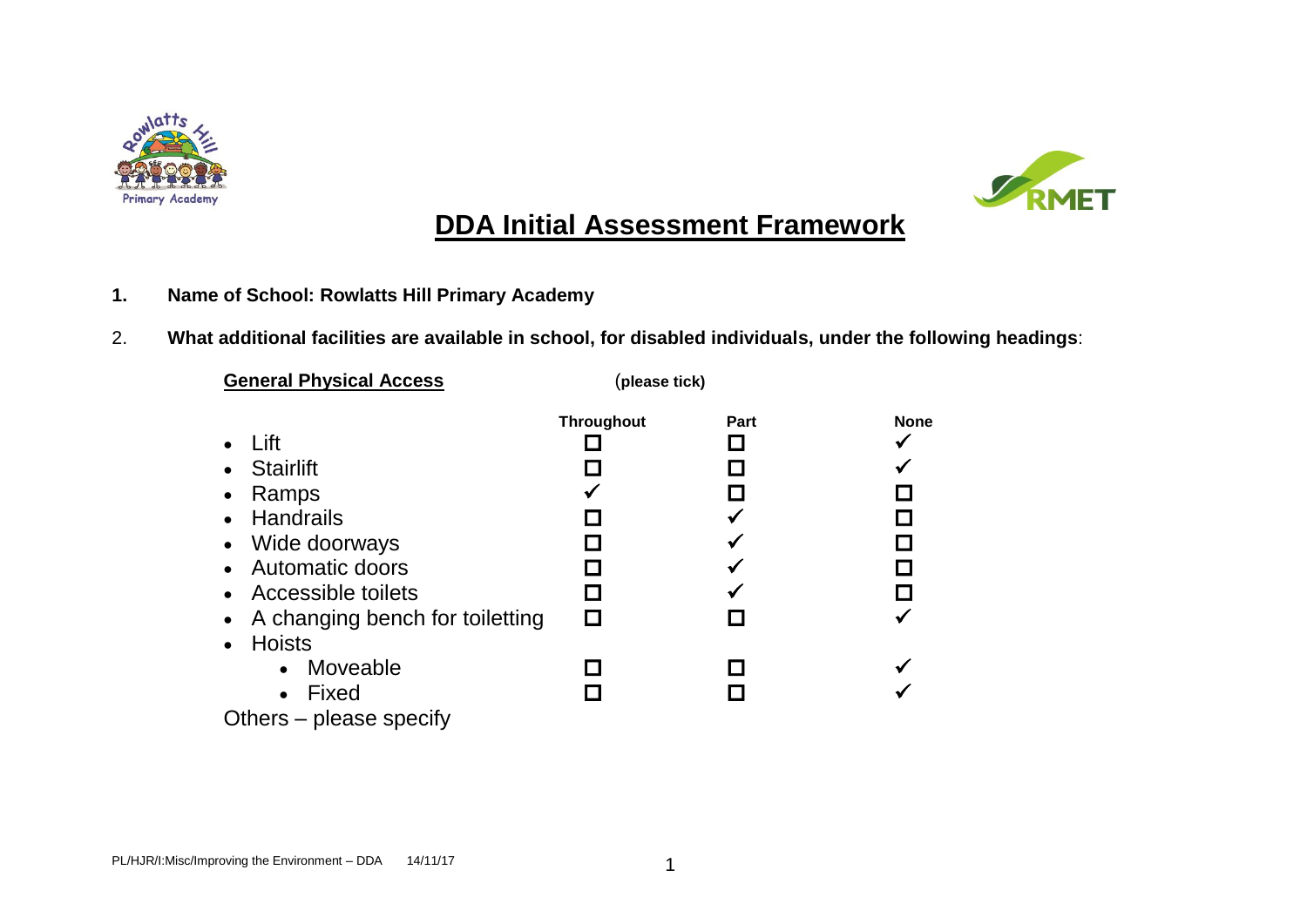# DDA Initial Assessment Framework

**1. Name of School: Rowlatts Hill Primary Academy**

2. **What additional facilities are available in school, for disabled individuals, under the following headings**:

**General Physical Access** (**please tick**)

| | Throughout | Part | None |
|---|---|---|---|
| • Lift | ☐ | ☐ | ✓ |
| • Stairlift | ☐ | ☐ | ✓ |
| • Ramps | ✓ | ☐ | ☐ |
| • Handrails | ☐ | ✓ | ☐ |
| • Wide doorways | ☐ | ✓ | ☐ |
| • Automatic doors | ☐ | ✓ | ☐ |
| • Accessible toilets | ☐ | ✓ | ☐ |
| • A changing bench for toiletting | ☐ | ☐ | ✓ |
| • Hoists | | | |
| &nbsp;&nbsp;&nbsp;&nbsp;• Moveable | ☐ | ☐ | ✓ |
| &nbsp;&nbsp;&nbsp;&nbsp;• Fixed | ☐ | ☐ | ✓ |

Others – please specify

PL/HJR/I:Misc/Improving the Environment – DDA 14/11/17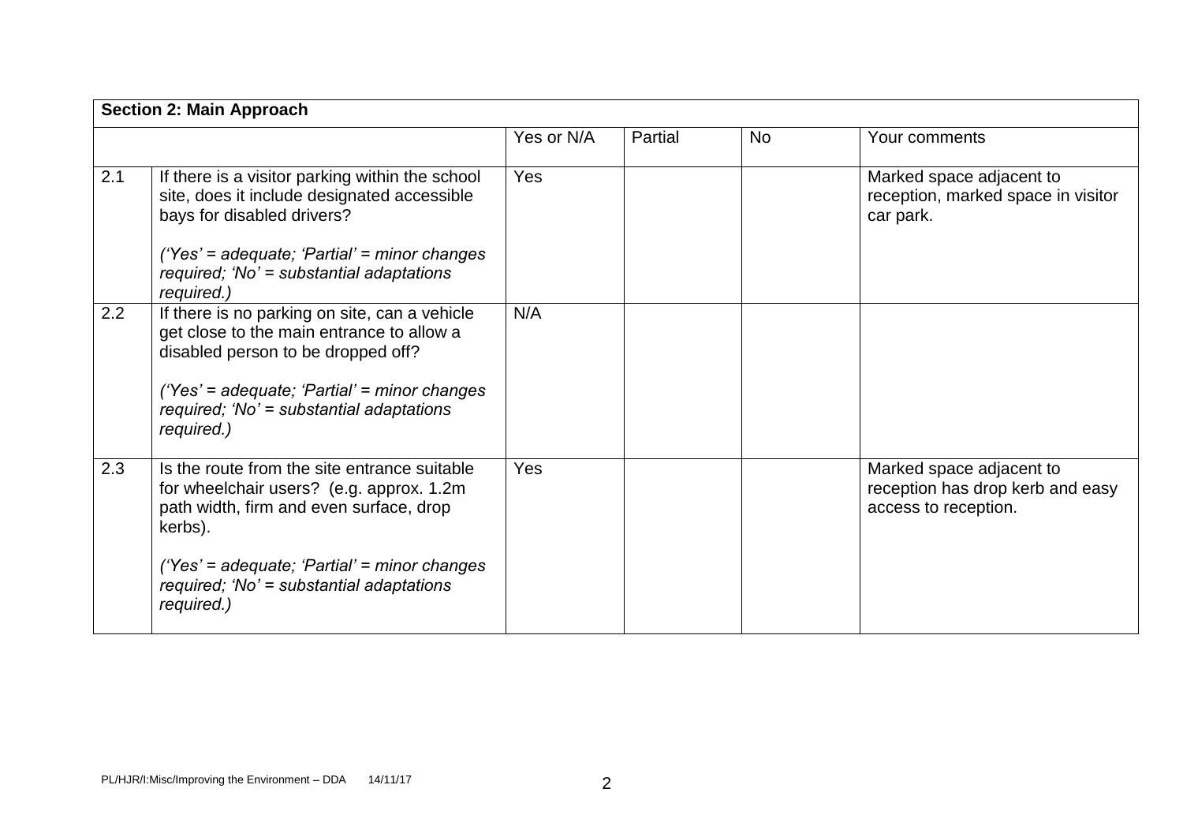| **Section 2: Main Approach** | | | | | |
|---|---|---|---|---|---|
| | | Yes or N/A | Partial | No | Your comments |
| 2.1 | If there is a visitor parking within the school site, does it include designated accessible bays for disabled drivers?<br><br>*('Yes' = adequate; 'Partial' = minor changes required; 'No' = substantial adaptations required.)* | Yes | | | Marked space adjacent to reception, marked space in visitor car park. |
| 2.2 | If there is no parking on site, can a vehicle get close to the main entrance to allow a disabled person to be dropped off?<br><br>*('Yes' = adequate; 'Partial' = minor changes required; 'No' = substantial adaptations required.)* | N/A | | | |
| 2.3 | Is the route from the site entrance suitable for wheelchair users? (e.g. approx. 1.2m path width, firm and even surface, drop kerbs).<br><br>*('Yes' = adequate; 'Partial' = minor changes required; 'No' = substantial adaptations required.)* | Yes | | | Marked space adjacent to reception has drop kerb and easy access to reception. |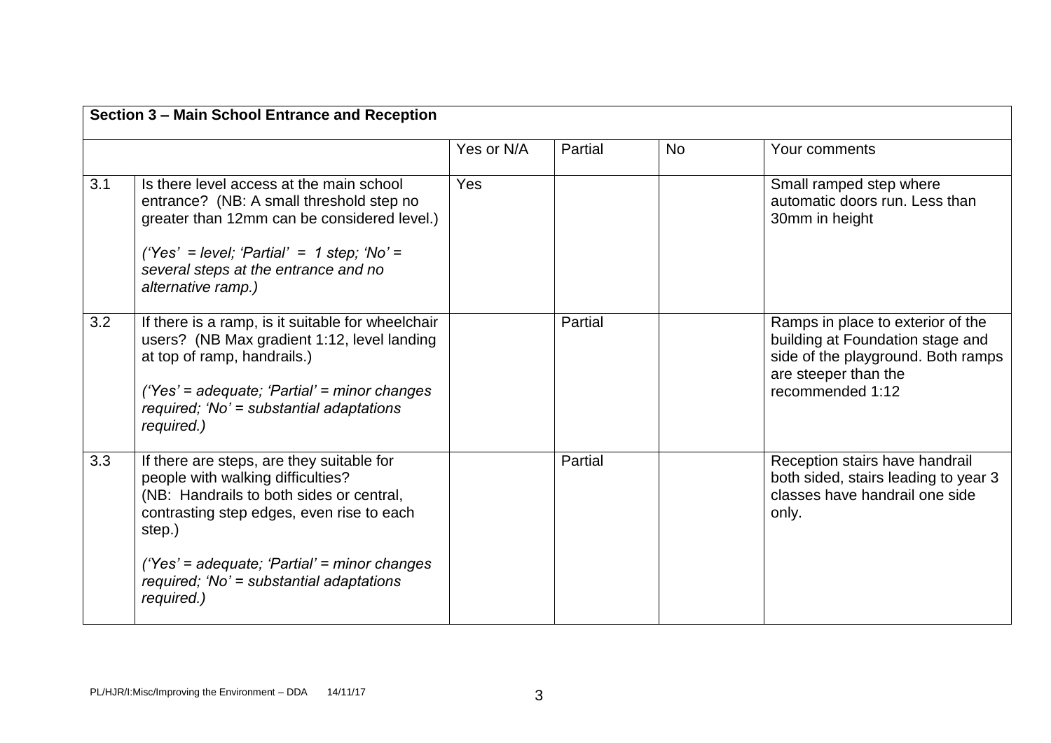| **Section 3 – Main School Entrance and Reception** | | | | | |
|---|---|---|---|---|---|
| | | Yes or N/A | Partial | No | Your comments |
| 3.1 | Is there level access at the main school entrance? (NB: A small threshold step no greater than 12mm can be considered level.)<br><br>*('Yes' = level; 'Partial' = 1 step; 'No' = several steps at the entrance and no alternative ramp.)* | Yes | | | Small ramped step where automatic doors run. Less than 30mm in height |
| 3.2 | If there is a ramp, is it suitable for wheelchair users? (NB Max gradient 1:12, level landing at top of ramp, handrails.)<br><br>*('Yes' = adequate; 'Partial' = minor changes required; 'No' = substantial adaptations required.)* | | Partial | | Ramps in place to exterior of the building at Foundation stage and side of the playground. Both ramps are steeper than the recommended 1:12 |
| 3.3 | If there are steps, are they suitable for people with walking difficulties?<br>(NB: Handrails to both sides or central, contrasting step edges, even rise to each step.)<br><br>*('Yes' = adequate; 'Partial' = minor changes required; 'No' = substantial adaptations required.)* | | Partial | | Reception stairs have handrail both sided, stairs leading to year 3 classes have handrail one side only. |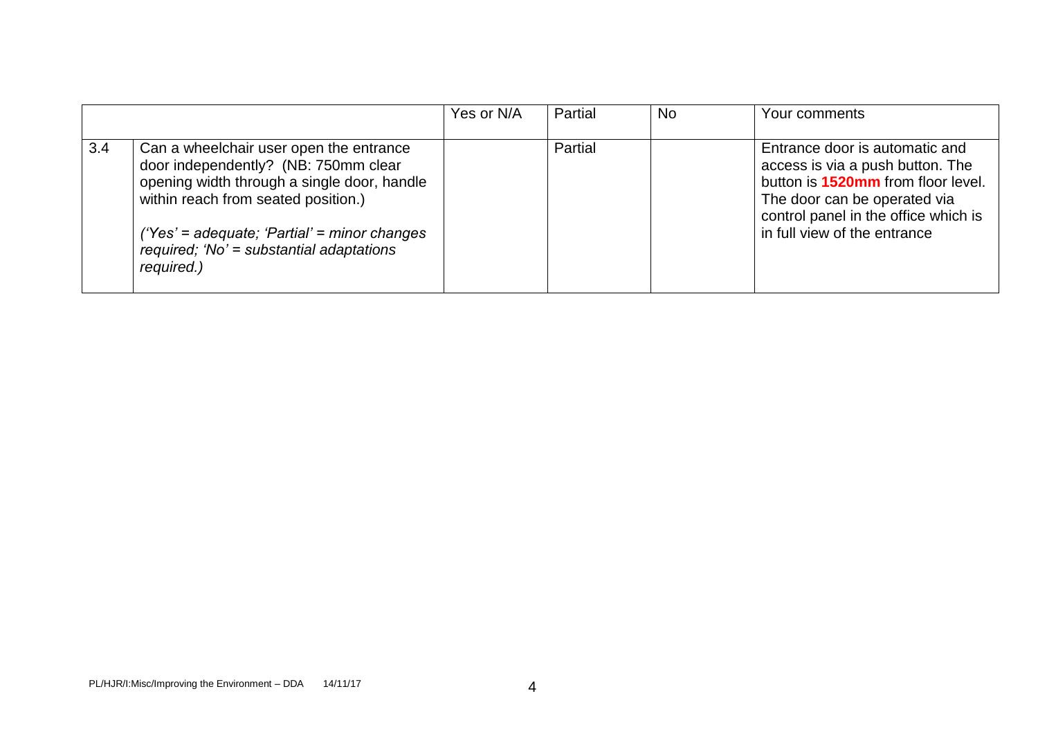| | | Yes or N/A | Partial | No | Your comments |
|---|---|---|---|---|---|
| 3.4 | Can a wheelchair user open the entrance door independently? (NB: 750mm clear opening width through a single door, handle within reach from seated position.)<br><br>*('Yes' = adequate; 'Partial' = minor changes required; 'No' = substantial adaptations required.)* | | Partial | | Entrance door is automatic and access is via a push button. The button is **1520mm** from floor level. The door can be operated via control panel in the office which is in full view of the entrance |

PL/HJR/I:Misc/Improving the Environment – DDA 14/11/17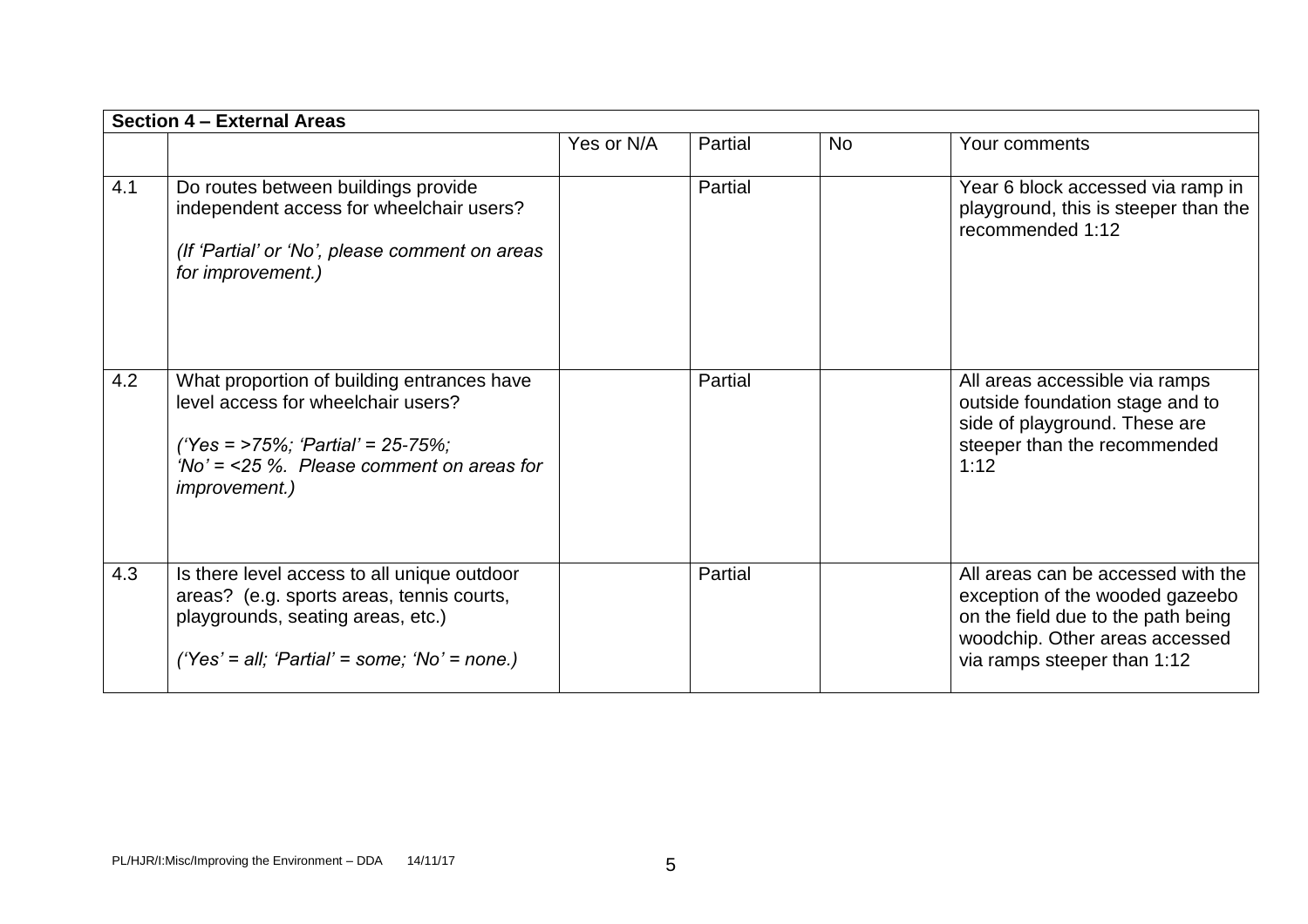| Section 4 – External Areas | | | | | |
|---|---|---|---|---|---|
| | | Yes or N/A | Partial | No | Your comments |
| 4.1 | Do routes between buildings provide independent access for wheelchair users?<br><br>*(If 'Partial' or 'No', please comment on areas for improvement.)* | | Partial | | Year 6 block accessed via ramp in playground, this is steeper than the recommended 1:12 |
| 4.2 | What proportion of building entrances have level access for wheelchair users?<br><br>*('Yes = >75%; 'Partial' = 25-75%; 'No' = <25 %. Please comment on areas for improvement.)* | | Partial | | All areas accessible via ramps outside foundation stage and to side of playground. These are steeper than the recommended 1:12 |
| 4.3 | Is there level access to all unique outdoor areas? (e.g. sports areas, tennis courts, playgrounds, seating areas, etc.)<br><br>*('Yes' = all; 'Partial' = some; 'No' = none.)* | | Partial | | All areas can be accessed with the exception of the wooded gazeebo on the field due to the path being woodchip. Other areas accessed via ramps steeper than 1:12 |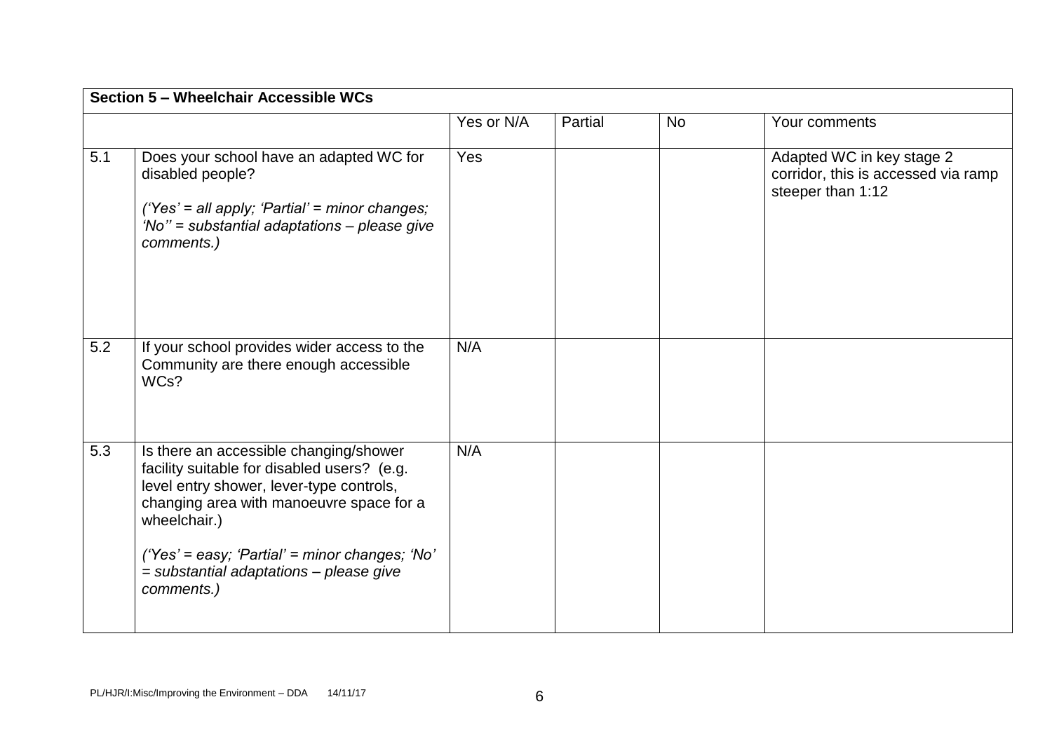| Section 5 – Wheelchair Accessible WCs | | | | | |
|---|---|---|---|---|---|
| | | Yes or N/A | Partial | No | Your comments |
| 5.1 | Does your school have an adapted WC for disabled people?<br><br>*('Yes' = all apply; 'Partial' = minor changes; 'No'' = substantial adaptations – please give comments.)* | Yes | | | Adapted WC in key stage 2 corridor, this is accessed via ramp steeper than 1:12 |
| 5.2 | If your school provides wider access to the Community are there enough accessible WCs? | N/A | | | |
| 5.3 | Is there an accessible changing/shower facility suitable for disabled users? (e.g. level entry shower, lever-type controls, changing area with manoeuvre space for a wheelchair.)<br><br>*('Yes' = easy; 'Partial' = minor changes; 'No' = substantial adaptations – please give comments.)* | N/A | | | |

PL/HJR/I:Misc/Improving the Environment – DDA 14/11/17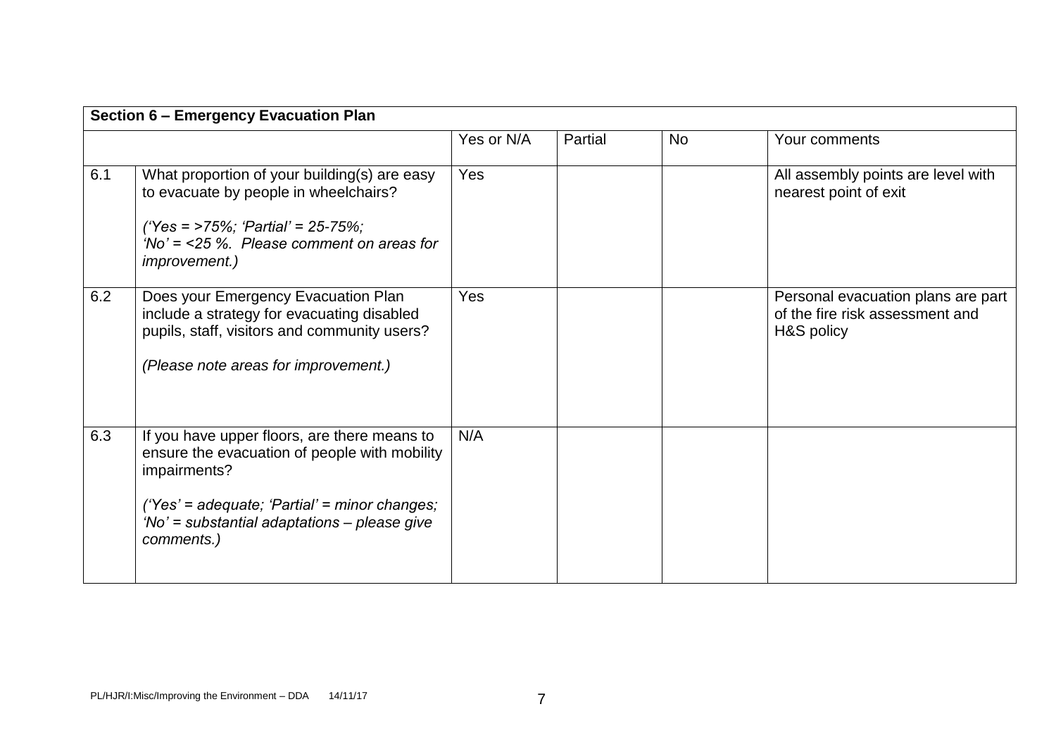| Section 6 – Emergency Evacuation Plan | | | | | |
|---|---|---|---|---|---|
| | | Yes or N/A | Partial | No | Your comments |
| 6.1 | What proportion of your building(s) are easy to evacuate by people in wheelchairs?<br><br>*('Yes = >75%; 'Partial' = 25-75%; 'No' = <25 %. Please comment on areas for improvement.)* | Yes | | | All assembly points are level with nearest point of exit |
| 6.2 | Does your Emergency Evacuation Plan include a strategy for evacuating disabled pupils, staff, visitors and community users?<br><br>*(Please note areas for improvement.)* | Yes | | | Personal evacuation plans are part of the fire risk assessment and H&S policy |
| 6.3 | If you have upper floors, are there means to ensure the evacuation of people with mobility impairments?<br><br>*('Yes' = adequate; 'Partial' = minor changes; 'No' = substantial adaptations – please give comments.)* | N/A | | | |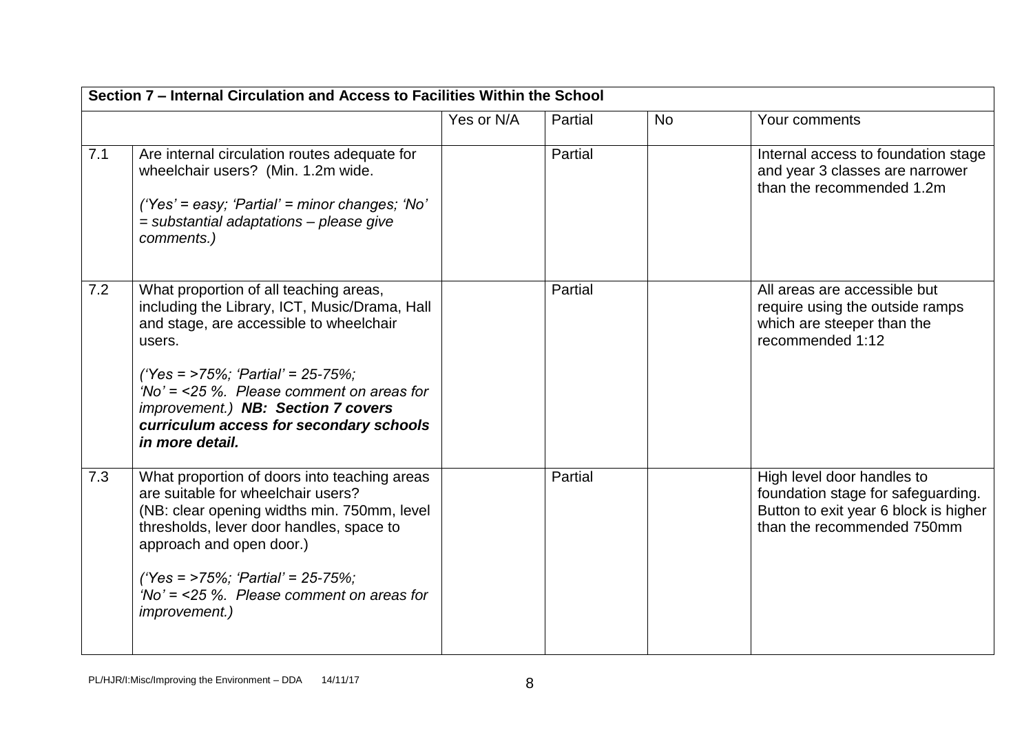| Section 7 – Internal Circulation and Access to Facilities Within the School | | | | | |
|---|---|---|---|---|---|
| | | Yes or N/A | Partial | No | Your comments |
| 7.1 | Are internal circulation routes adequate for wheelchair users? (Min. 1.2m wide.<br><br>*('Yes' = easy; 'Partial' = minor changes; 'No' = substantial adaptations – please give comments.)* | | Partial | | Internal access to foundation stage and year 3 classes are narrower than the recommended 1.2m |
| 7.2 | What proportion of all teaching areas, including the Library, ICT, Music/Drama, Hall and stage, are accessible to wheelchair users.<br><br>*('Yes = >75%; 'Partial' = 25-75%; 'No' = <25 %. Please comment on areas for improvement.)* ***NB: Section 7 covers curriculum access for secondary schools in more detail.*** | | Partial | | All areas are accessible but require using the outside ramps which are steeper than the recommended 1:12 |
| 7.3 | What proportion of doors into teaching areas are suitable for wheelchair users? (NB: clear opening widths min. 750mm, level thresholds, lever door handles, space to approach and open door.)<br><br>*('Yes = >75%; 'Partial' = 25-75%; 'No' = <25 %. Please comment on areas for improvement.)* | | Partial | | High level door handles to foundation stage for safeguarding. Button to exit year 6 block is higher than the recommended 750mm |

PL/HJR/I:Misc/Improving the Environment – DDA 14/11/17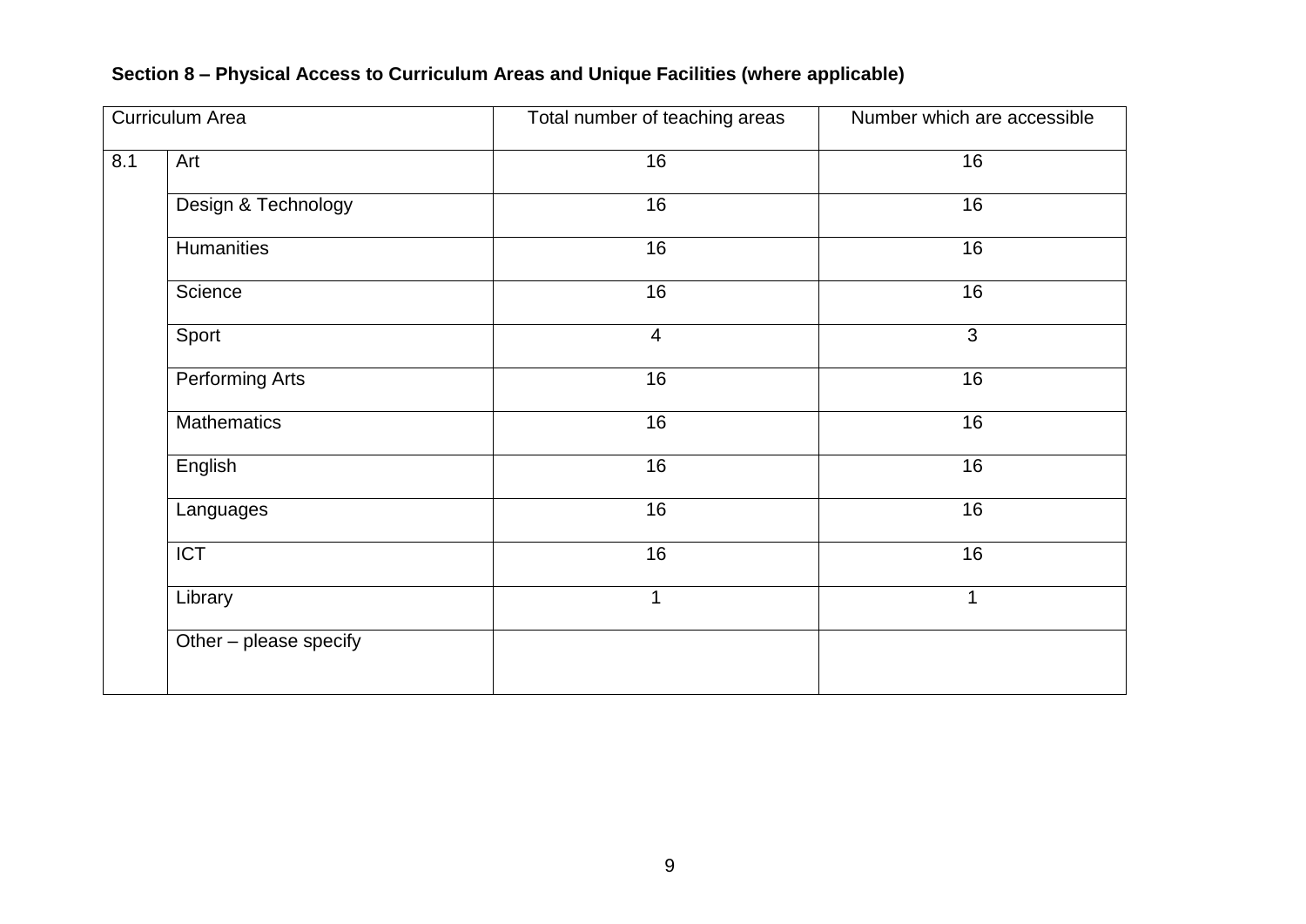**Section 8 – Physical Access to Curriculum Areas and Unique Facilities (where applicable)**

| Curriculum Area | | Total number of teaching areas | Number which are accessible |
|---|---|---|---|
| 8.1 | Art | 16 | 16 |
| | Design & Technology | 16 | 16 |
| | Humanities | 16 | 16 |
| | Science | 16 | 16 |
| | Sport | 4 | 3 |
| | Performing Arts | 16 | 16 |
| | Mathematics | 16 | 16 |
| | English | 16 | 16 |
| | Languages | 16 | 16 |
| | ICT | 16 | 16 |
| | Library | 1 | 1 |
| | Other – please specify | | |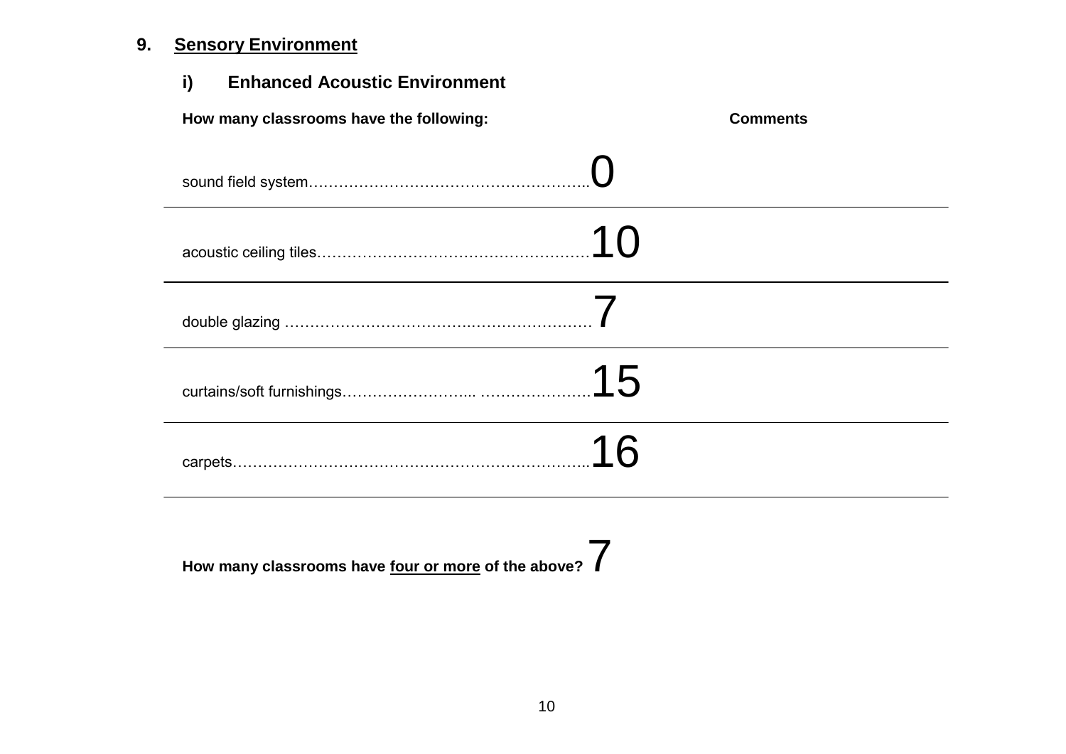## 9. Sensory Environment

### i) Enhanced Acoustic Environment

| How many classrooms have the following: | | Comments |
|---|---|---|
| sound field system………………………………………………….. | 0 | |
| acoustic ceiling tiles……………………………………………… | 10 | |
| double glazing …………………………………………………… | 7 | |
| curtains/soft furnishings……………………... ………………… | 15 | |
| carpets…………………………………………………………….. | 16 | |

**How many classrooms have four or more of the above?** 7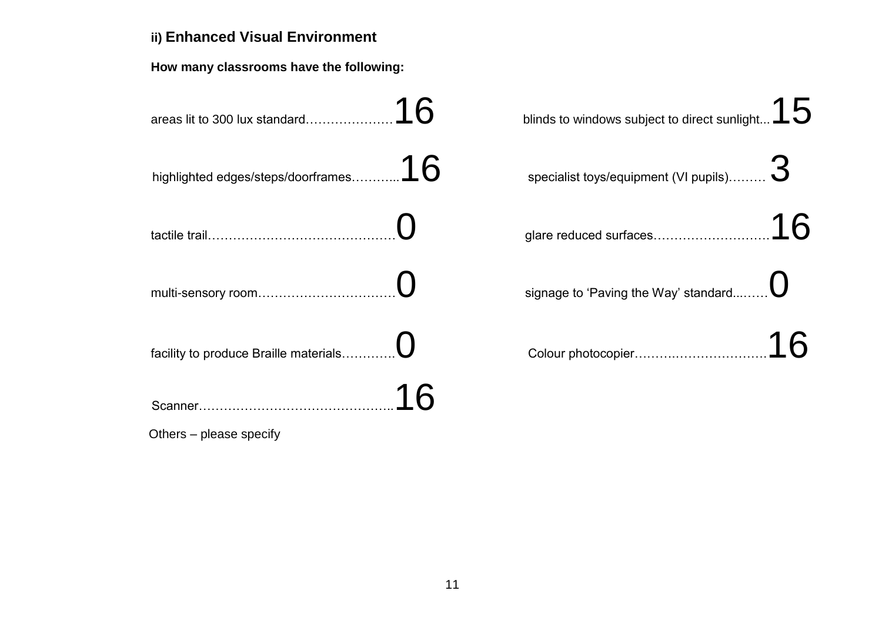### ii) Enhanced Visual Environment

**How many classrooms have the following:**

areas lit to 300 lux standard…………………16

highlighted edges/steps/doorframes………...16

tactile trail………………………………………0

multi-sensory room……………………………0

facility to produce Braille materials…………..0

Scanner………………………………………..16

blinds to windows subject to direct sunlight...15

specialist toys/equipment (VI pupils)……… 3

glare reduced surfaces……………………….16

signage to 'Paving the Way' standard...……0

Colour photocopier…………………………..16

Others – please specify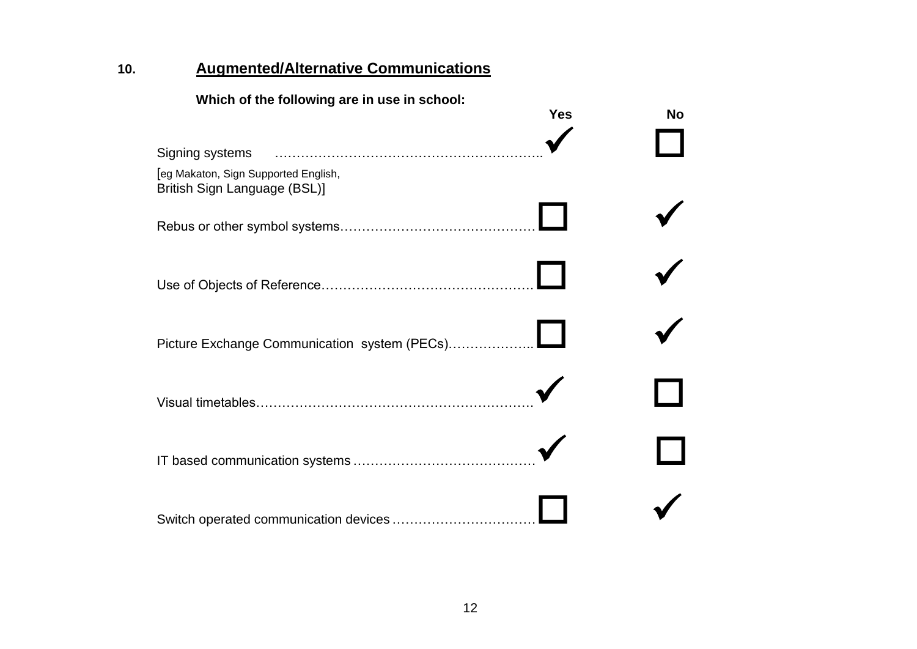## 10. Augmented/Alternative Communications

**Which of the following are in use in school:**

| | Yes | No |
|---|---|---|
| Signing systems [eg Makaton, Sign Supported English, British Sign Language (BSL)] | ✓ | ☐ |
| Rebus or other symbol systems | ☐ | ✓ |
| Use of Objects of Reference | ☐ | ✓ |
| Picture Exchange Communication system (PECs) | ☐ | ✓ |
| Visual timetables | ✓ | ☐ |
| IT based communication systems | ✓ | ☐ |
| Switch operated communication devices | ☐ | ✓ |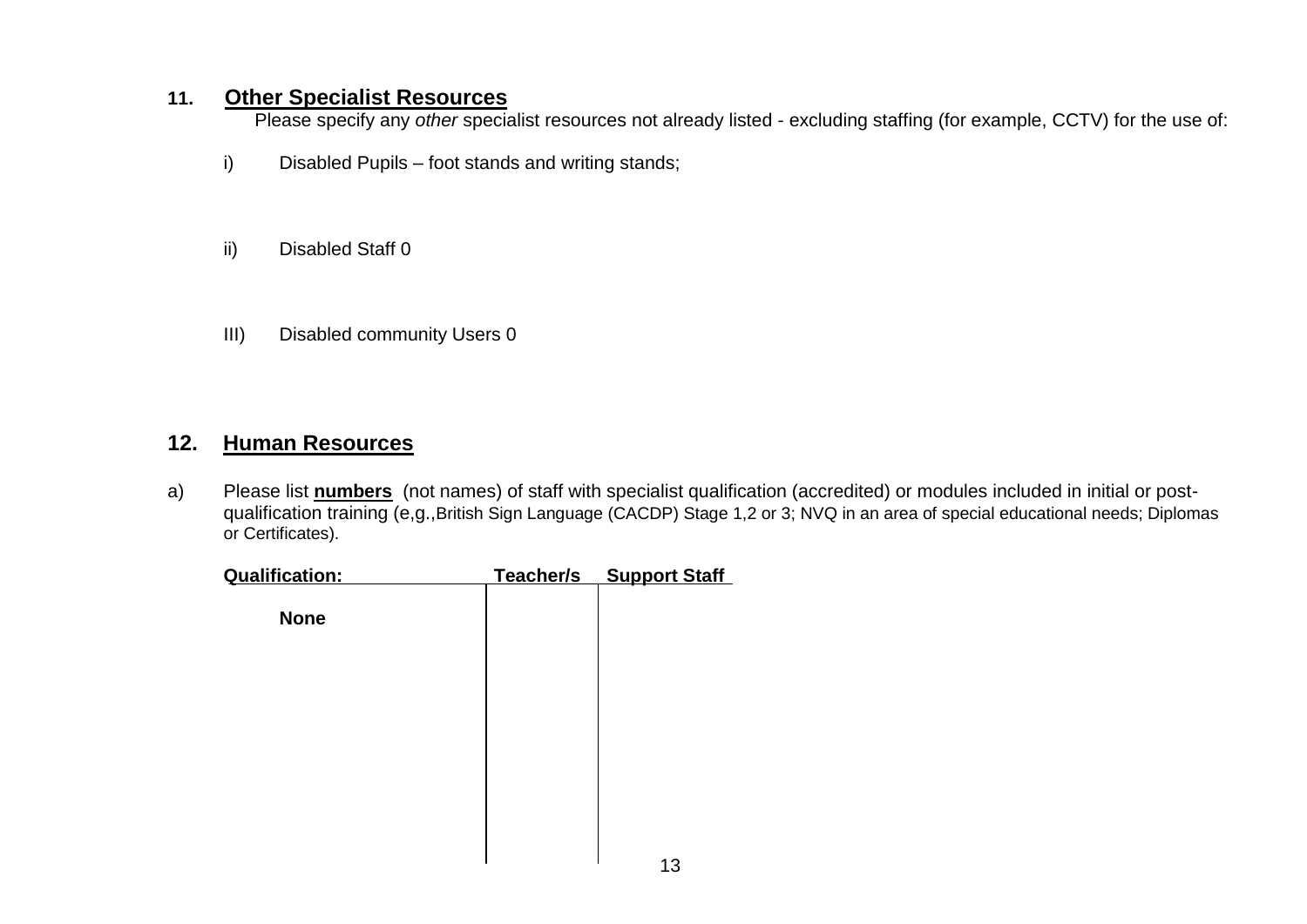## 11. Other Specialist Resources

Please specify any *other* specialist resources not already listed - excluding staffing (for example, CCTV) for the use of:

i) Disabled Pupils – foot stands and writing stands;

ii) Disabled Staff 0

III) Disabled community Users 0

## 12. Human Resources

a) Please list **numbers** (not names) of staff with specialist qualification (accredited) or modules included in initial or post-qualification training (e,g.,British Sign Language (CACDP) Stage 1,2 or 3; NVQ in an area of special educational needs; Diplomas or Certificates).

| Qualification: | Teacher/s | Support Staff |
|---|---|---|
| **None** | | |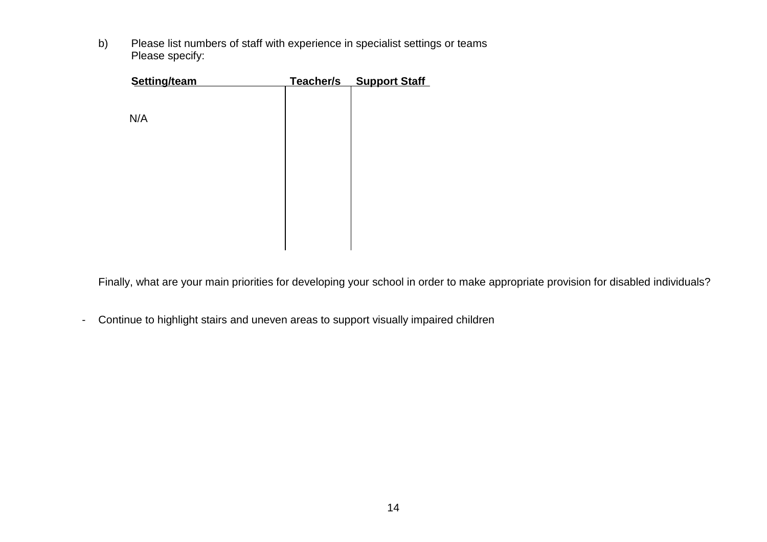b) Please list numbers of staff with experience in specialist settings or teams
Please specify:

| Setting/team | Teacher/s | Support Staff |
|---|---|---|
| N/A | | |

Finally, what are your main priorities for developing your school in order to make appropriate provision for disabled individuals?

- Continue to highlight stairs and uneven areas to support visually impaired children